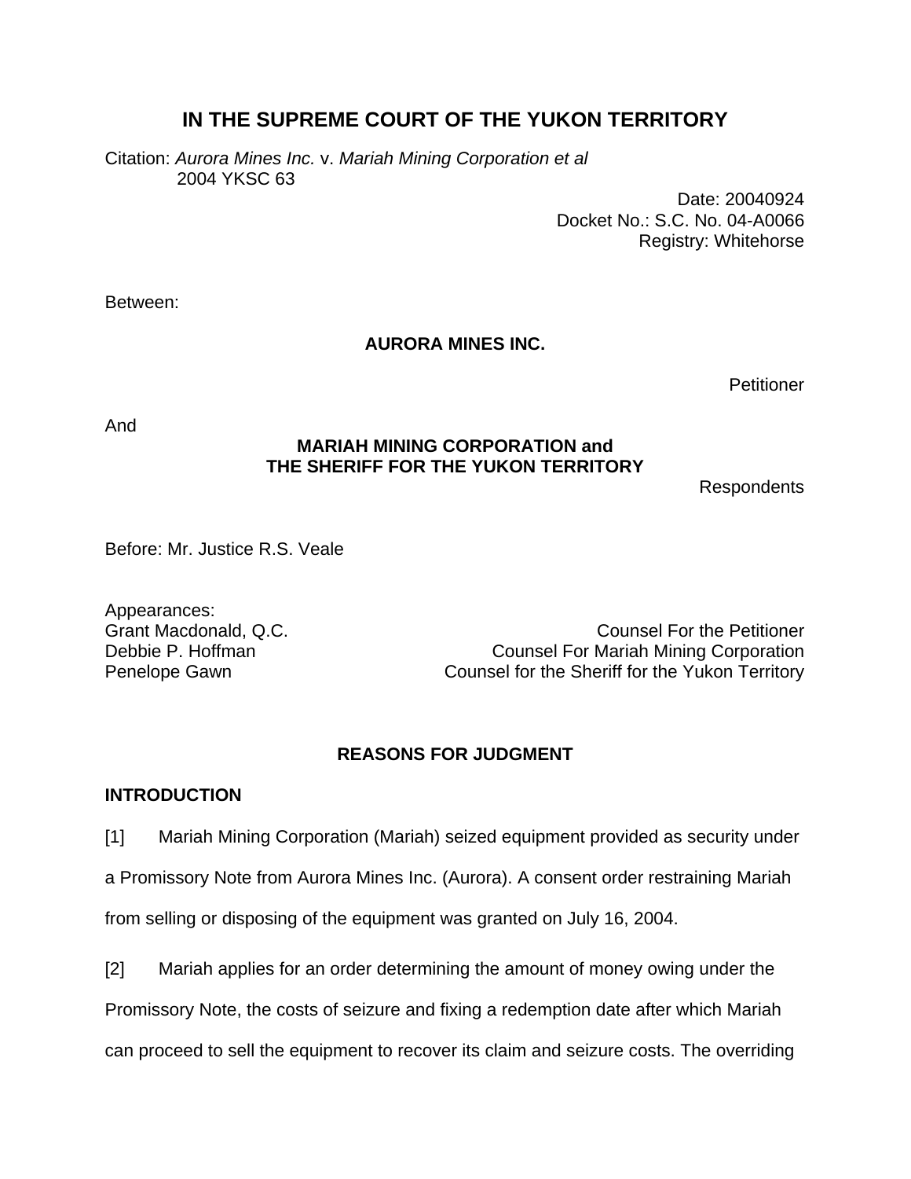# IN THE SUPREME COURT OF THE YUKON TERRITORY

Citation: *Aurora Mines Inc.* v. *Mariah Mining Corporation et al*
2004 YKSC 63

Date: 20040924
Docket No.: S.C. No. 04-A0066
Registry: Whitehorse

Between:

**AURORA MINES INC.**

Petitioner

And

**MARIAH MINING CORPORATION and**
**THE SHERIFF FOR THE YUKON TERRITORY**

Respondents

Before: Mr. Justice R.S. Veale

Appearances:

| | |
|---|---|
| Grant Macdonald, Q.C. | Counsel For the Petitioner |
| Debbie P. Hoffman | Counsel For Mariah Mining Corporation |
| Penelope Gawn | Counsel for the Sheriff for the Yukon Territory |

## REASONS FOR JUDGMENT

### INTRODUCTION

[1] Mariah Mining Corporation (Mariah) seized equipment provided as security under a Promissory Note from Aurora Mines Inc. (Aurora). A consent order restraining Mariah from selling or disposing of the equipment was granted on July 16, 2004.

[2] Mariah applies for an order determining the amount of money owing under the Promissory Note, the costs of seizure and fixing a redemption date after which Mariah can proceed to sell the equipment to recover its claim and seizure costs. The overriding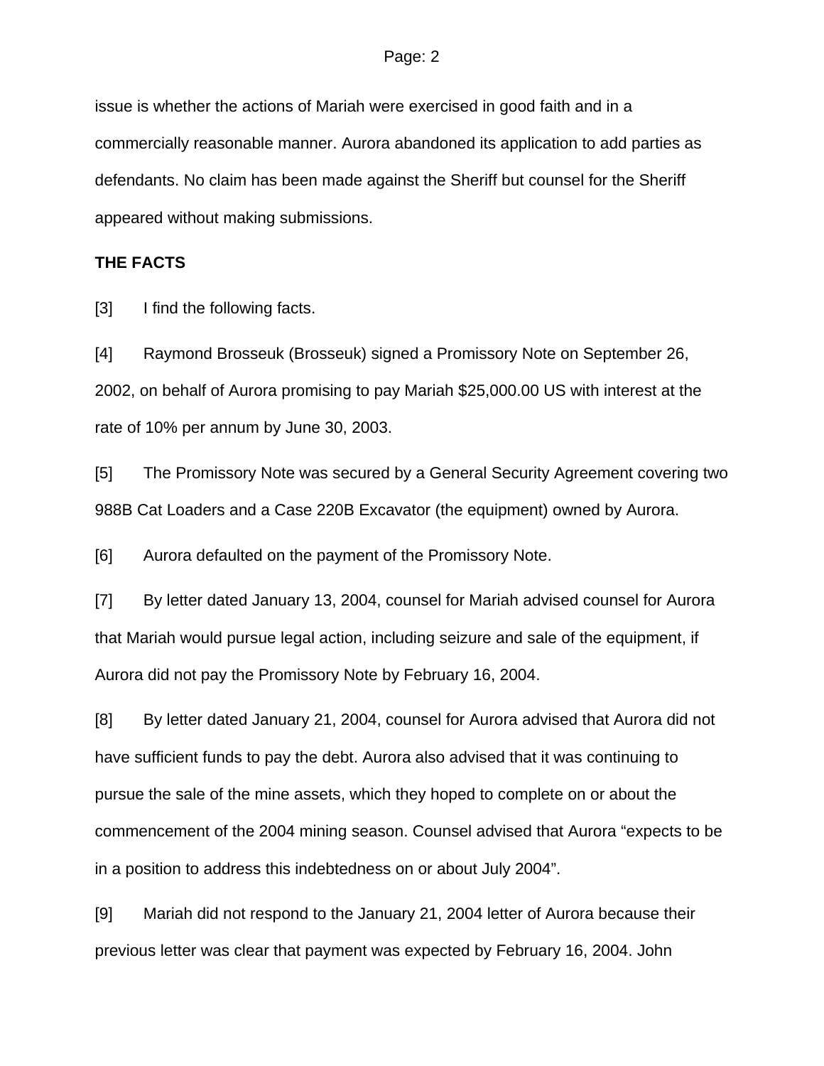issue is whether the actions of Mariah were exercised in good faith and in a commercially reasonable manner. Aurora abandoned its application to add parties as defendants. No claim has been made against the Sheriff but counsel for the Sheriff appeared without making submissions.

**THE FACTS**

[3] I find the following facts.

[4] Raymond Brosseuk (Brosseuk) signed a Promissory Note on September 26, 2002, on behalf of Aurora promising to pay Mariah $25,000.00 US with interest at the rate of 10% per annum by June 30, 2003.

[5] The Promissory Note was secured by a General Security Agreement covering two 988B Cat Loaders and a Case 220B Excavator (the equipment) owned by Aurora.

[6] Aurora defaulted on the payment of the Promissory Note.

[7] By letter dated January 13, 2004, counsel for Mariah advised counsel for Aurora that Mariah would pursue legal action, including seizure and sale of the equipment, if Aurora did not pay the Promissory Note by February 16, 2004.

[8] By letter dated January 21, 2004, counsel for Aurora advised that Aurora did not have sufficient funds to pay the debt. Aurora also advised that it was continuing to pursue the sale of the mine assets, which they hoped to complete on or about the commencement of the 2004 mining season. Counsel advised that Aurora "expects to be in a position to address this indebtedness on or about July 2004".

[9] Mariah did not respond to the January 21, 2004 letter of Aurora because their previous letter was clear that payment was expected by February 16, 2004. John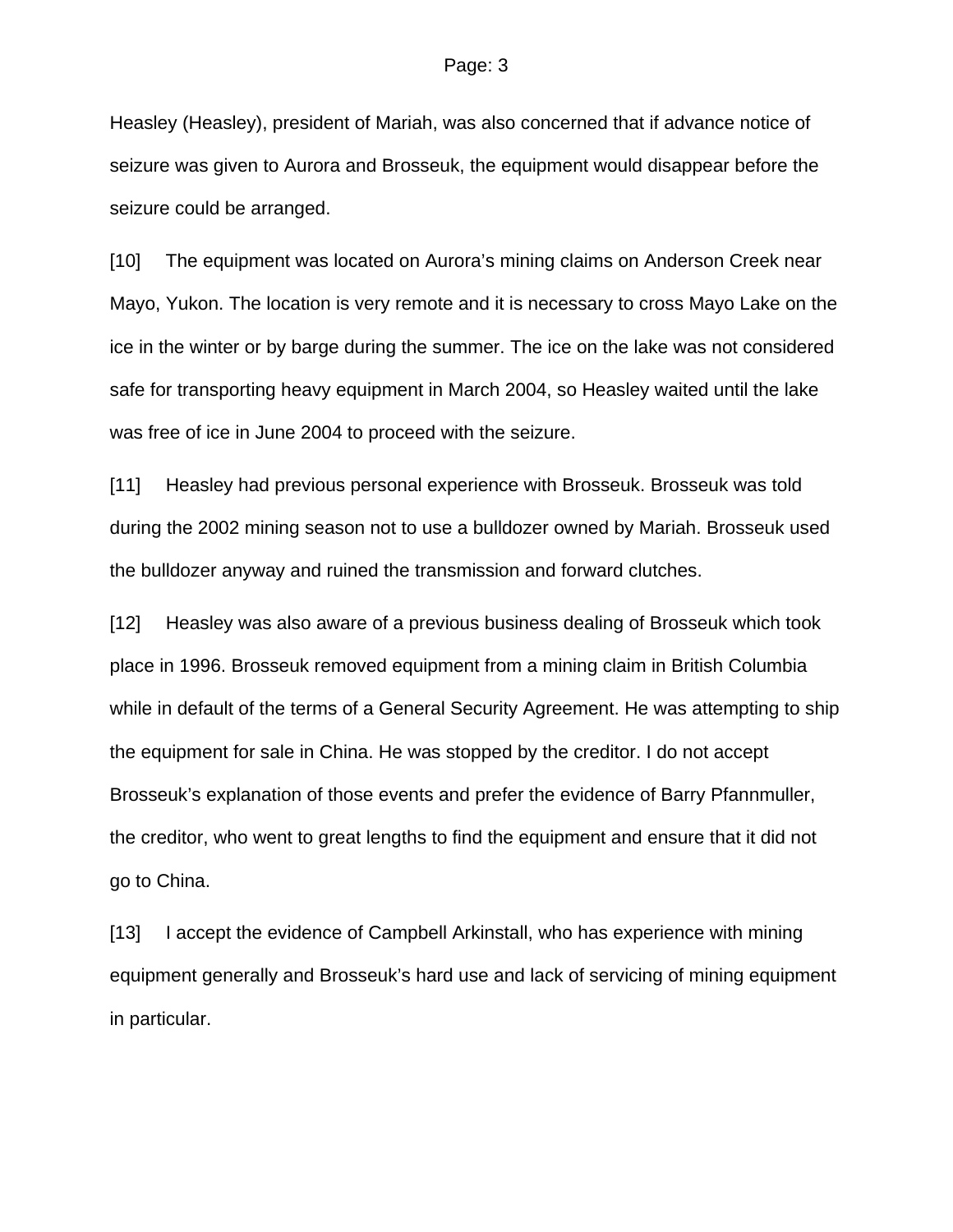Heasley (Heasley), president of Mariah, was also concerned that if advance notice of seizure was given to Aurora and Brosseuk, the equipment would disappear before the seizure could be arranged.

[10] The equipment was located on Aurora's mining claims on Anderson Creek near Mayo, Yukon. The location is very remote and it is necessary to cross Mayo Lake on the ice in the winter or by barge during the summer. The ice on the lake was not considered safe for transporting heavy equipment in March 2004, so Heasley waited until the lake was free of ice in June 2004 to proceed with the seizure.

[11] Heasley had previous personal experience with Brosseuk. Brosseuk was told during the 2002 mining season not to use a bulldozer owned by Mariah. Brosseuk used the bulldozer anyway and ruined the transmission and forward clutches.

[12] Heasley was also aware of a previous business dealing of Brosseuk which took place in 1996. Brosseuk removed equipment from a mining claim in British Columbia while in default of the terms of a General Security Agreement. He was attempting to ship the equipment for sale in China. He was stopped by the creditor. I do not accept Brosseuk's explanation of those events and prefer the evidence of Barry Pfannmuller, the creditor, who went to great lengths to find the equipment and ensure that it did not go to China.

[13] I accept the evidence of Campbell Arkinstall, who has experience with mining equipment generally and Brosseuk's hard use and lack of servicing of mining equipment in particular.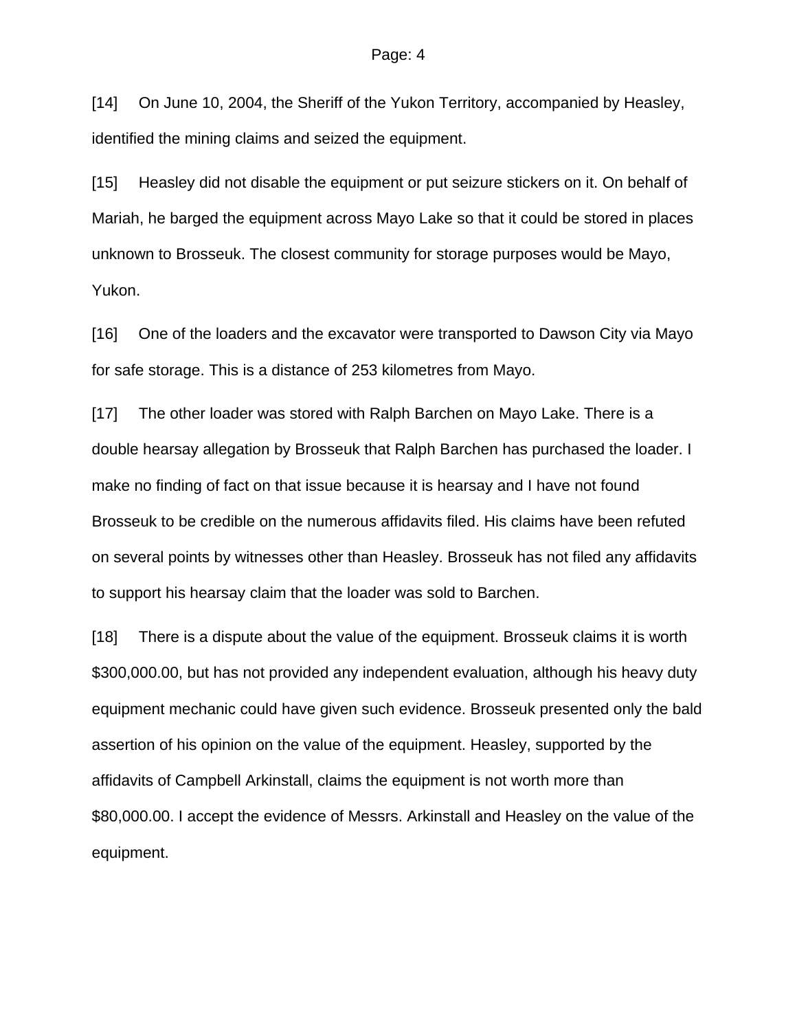[14] On June 10, 2004, the Sheriff of the Yukon Territory, accompanied by Heasley, identified the mining claims and seized the equipment.

[15] Heasley did not disable the equipment or put seizure stickers on it. On behalf of Mariah, he barged the equipment across Mayo Lake so that it could be stored in places unknown to Brosseuk. The closest community for storage purposes would be Mayo, Yukon.

[16] One of the loaders and the excavator were transported to Dawson City via Mayo for safe storage. This is a distance of 253 kilometres from Mayo.

[17] The other loader was stored with Ralph Barchen on Mayo Lake. There is a double hearsay allegation by Brosseuk that Ralph Barchen has purchased the loader. I make no finding of fact on that issue because it is hearsay and I have not found Brosseuk to be credible on the numerous affidavits filed. His claims have been refuted on several points by witnesses other than Heasley. Brosseuk has not filed any affidavits to support his hearsay claim that the loader was sold to Barchen.

[18] There is a dispute about the value of the equipment. Brosseuk claims it is worth $300,000.00, but has not provided any independent evaluation, although his heavy duty equipment mechanic could have given such evidence. Brosseuk presented only the bald assertion of his opinion on the value of the equipment. Heasley, supported by the affidavits of Campbell Arkinstall, claims the equipment is not worth more than $80,000.00. I accept the evidence of Messrs. Arkinstall and Heasley on the value of the equipment.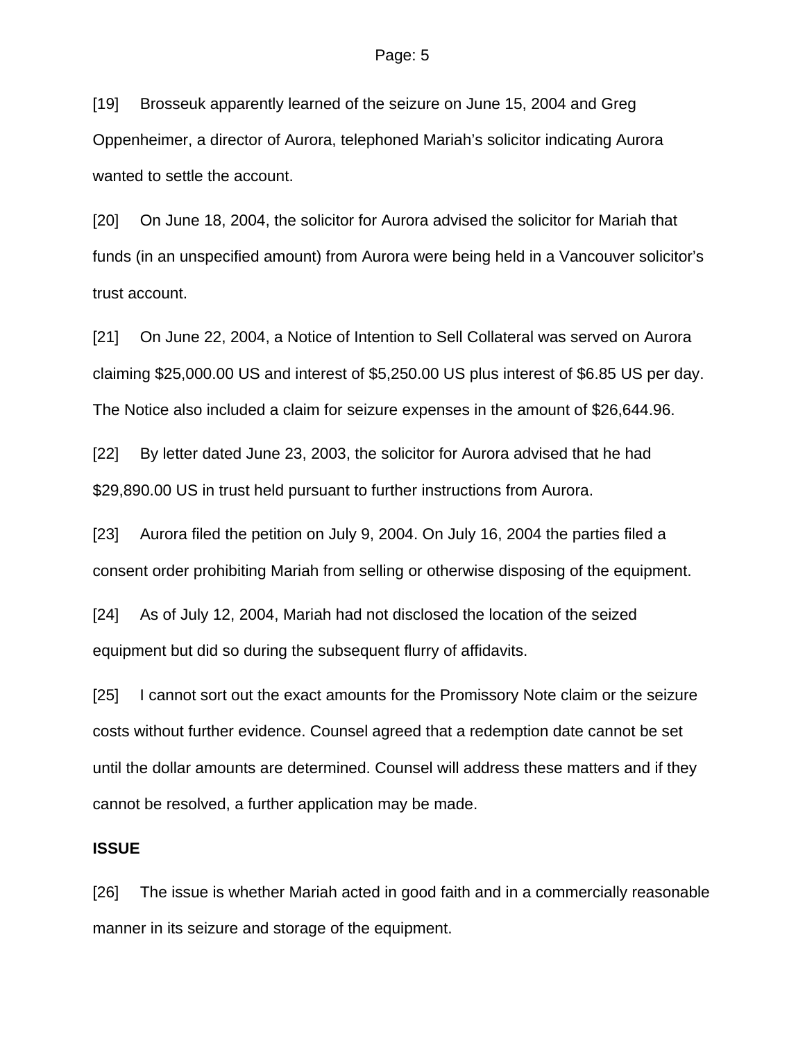[19] Brosseuk apparently learned of the seizure on June 15, 2004 and Greg Oppenheimer, a director of Aurora, telephoned Mariah's solicitor indicating Aurora wanted to settle the account.

[20] On June 18, 2004, the solicitor for Aurora advised the solicitor for Mariah that funds (in an unspecified amount) from Aurora were being held in a Vancouver solicitor's trust account.

[21] On June 22, 2004, a Notice of Intention to Sell Collateral was served on Aurora claiming $25,000.00 US and interest of $5,250.00 US plus interest of $6.85 US per day. The Notice also included a claim for seizure expenses in the amount of $26,644.96.

[22] By letter dated June 23, 2003, the solicitor for Aurora advised that he had $29,890.00 US in trust held pursuant to further instructions from Aurora.

[23] Aurora filed the petition on July 9, 2004. On July 16, 2004 the parties filed a consent order prohibiting Mariah from selling or otherwise disposing of the equipment.

[24] As of July 12, 2004, Mariah had not disclosed the location of the seized equipment but did so during the subsequent flurry of affidavits.

[25] I cannot sort out the exact amounts for the Promissory Note claim or the seizure costs without further evidence. Counsel agreed that a redemption date cannot be set until the dollar amounts are determined. Counsel will address these matters and if they cannot be resolved, a further application may be made.

**ISSUE**

[26] The issue is whether Mariah acted in good faith and in a commercially reasonable manner in its seizure and storage of the equipment.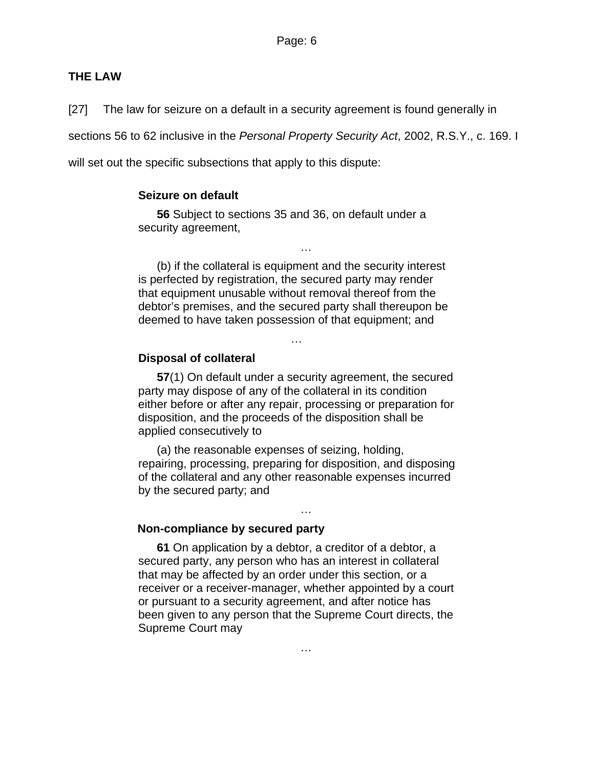## THE LAW

[27] The law for seizure on a default in a security agreement is found generally in sections 56 to 62 inclusive in the *Personal Property Security Act*, 2002, R.S.Y., c. 169. I will set out the specific subsections that apply to this dispute:

> **Seizure on default**
>
> **56** Subject to sections 35 and 36, on default under a security agreement,
>
> …
>
> (b) if the collateral is equipment and the security interest is perfected by registration, the secured party may render that equipment unusable without removal thereof from the debtor's premises, and the secured party shall thereupon be deemed to have taken possession of that equipment; and
>
> …
>
> **Disposal of collateral**
>
> **57**(1) On default under a security agreement, the secured party may dispose of any of the collateral in its condition either before or after any repair, processing or preparation for disposition, and the proceeds of the disposition shall be applied consecutively to
>
> (a) the reasonable expenses of seizing, holding, repairing, processing, preparing for disposition, and disposing of the collateral and any other reasonable expenses incurred by the secured party; and
>
> …
>
> **Non-compliance by secured party**
>
> **61** On application by a debtor, a creditor of a debtor, a secured party, any person who has an interest in collateral that may be affected by an order under this section, or a receiver or a receiver-manager, whether appointed by a court or pursuant to a security agreement, and after notice has been given to any person that the Supreme Court directs, the Supreme Court may
>
> …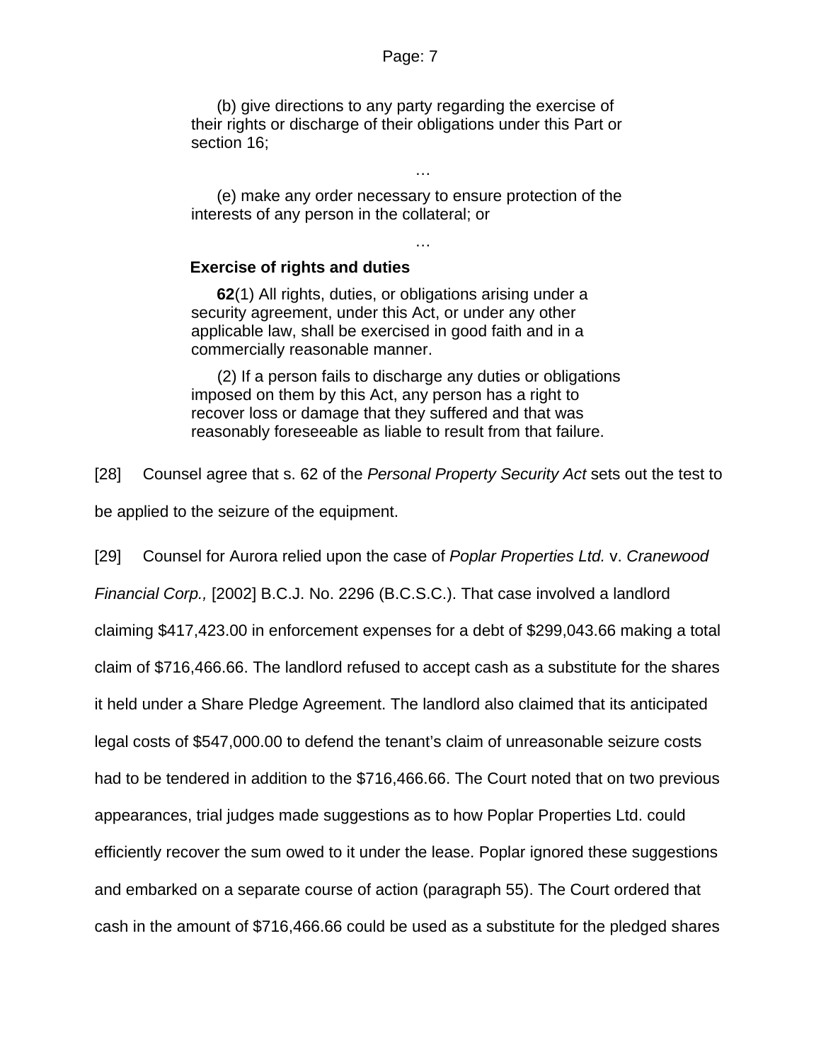(b) give directions to any party regarding the exercise of their rights or discharge of their obligations under this Part or section 16;

…

(e) make any order necessary to ensure protection of the interests of any person in the collateral; or

…

**Exercise of rights and duties**

**62**(1) All rights, duties, or obligations arising under a security agreement, under this Act, or under any other applicable law, shall be exercised in good faith and in a commercially reasonable manner.

(2) If a person fails to discharge any duties or obligations imposed on them by this Act, any person has a right to recover loss or damage that they suffered and that was reasonably foreseeable as liable to result from that failure.

[28] Counsel agree that s. 62 of the *Personal Property Security Act* sets out the test to be applied to the seizure of the equipment.

[29] Counsel for Aurora relied upon the case of *Poplar Properties Ltd.* v. *Cranewood Financial Corp.,* [2002] B.C.J. No. 2296 (B.C.S.C.). That case involved a landlord claiming $417,423.00 in enforcement expenses for a debt of $299,043.66 making a total claim of $716,466.66. The landlord refused to accept cash as a substitute for the shares it held under a Share Pledge Agreement. The landlord also claimed that its anticipated legal costs of $547,000.00 to defend the tenant's claim of unreasonable seizure costs had to be tendered in addition to the $716,466.66. The Court noted that on two previous appearances, trial judges made suggestions as to how Poplar Properties Ltd. could efficiently recover the sum owed to it under the lease. Poplar ignored these suggestions and embarked on a separate course of action (paragraph 55). The Court ordered that cash in the amount of $716,466.66 could be used as a substitute for the pledged shares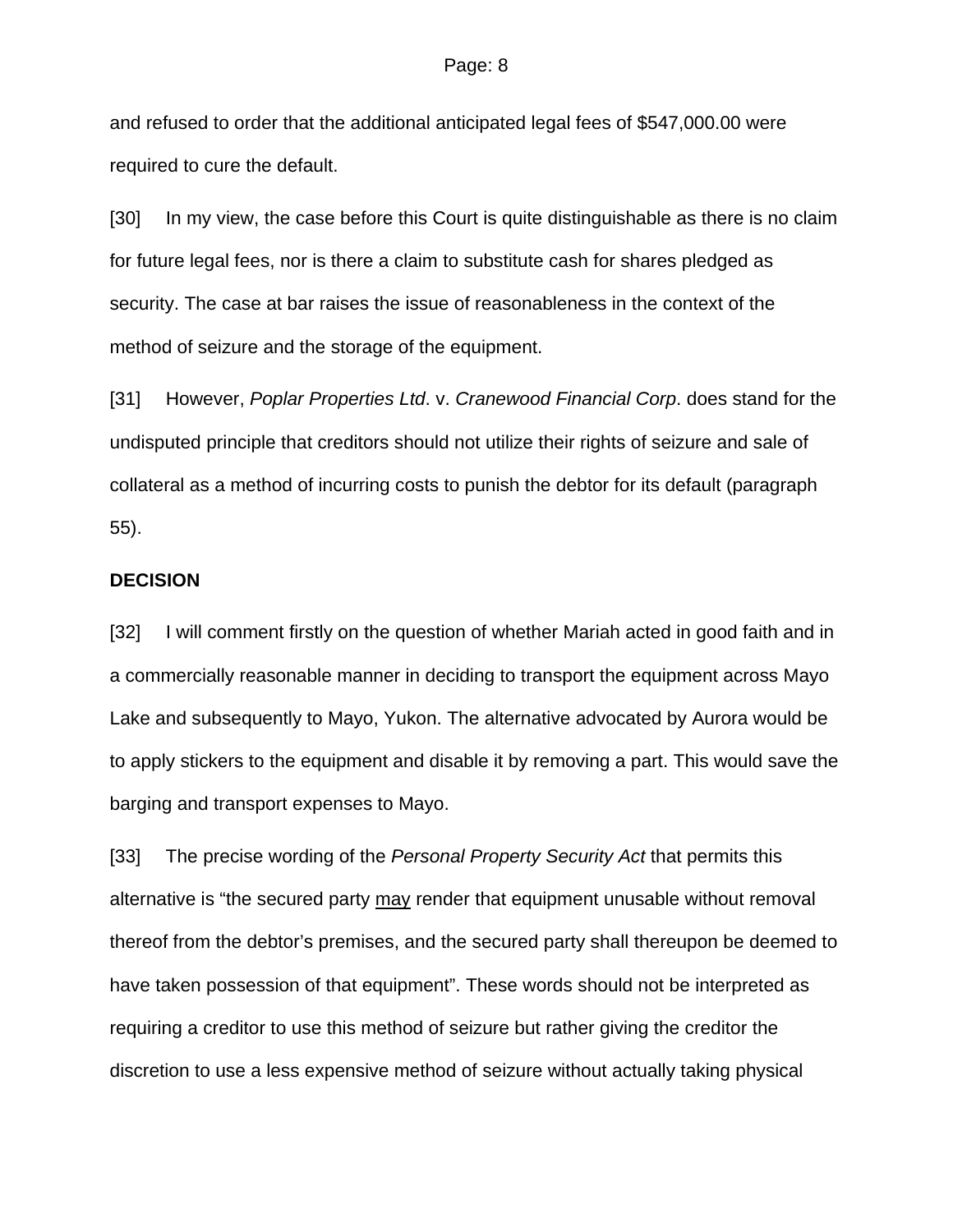and refused to order that the additional anticipated legal fees of $547,000.00 were required to cure the default.

[30] In my view, the case before this Court is quite distinguishable as there is no claim for future legal fees, nor is there a claim to substitute cash for shares pledged as security. The case at bar raises the issue of reasonableness in the context of the method of seizure and the storage of the equipment.

[31] However, *Poplar Properties Ltd*. v. *Cranewood Financial Corp*. does stand for the undisputed principle that creditors should not utilize their rights of seizure and sale of collateral as a method of incurring costs to punish the debtor for its default (paragraph 55).

**DECISION**

[32] I will comment firstly on the question of whether Mariah acted in good faith and in a commercially reasonable manner in deciding to transport the equipment across Mayo Lake and subsequently to Mayo, Yukon. The alternative advocated by Aurora would be to apply stickers to the equipment and disable it by removing a part. This would save the barging and transport expenses to Mayo.

[33] The precise wording of the *Personal Property Security Act* that permits this alternative is "the secured party <u>may</u> render that equipment unusable without removal thereof from the debtor's premises, and the secured party shall thereupon be deemed to have taken possession of that equipment". These words should not be interpreted as requiring a creditor to use this method of seizure but rather giving the creditor the discretion to use a less expensive method of seizure without actually taking physical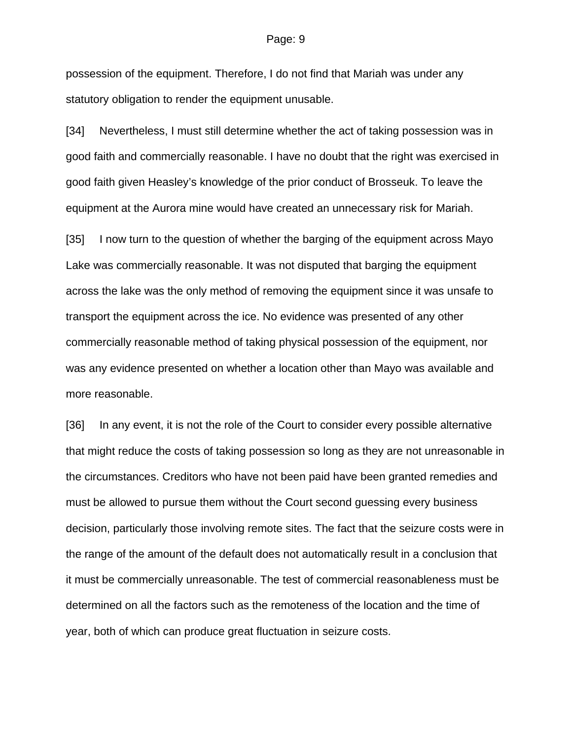possession of the equipment. Therefore, I do not find that Mariah was under any statutory obligation to render the equipment unusable.

[34] Nevertheless, I must still determine whether the act of taking possession was in good faith and commercially reasonable. I have no doubt that the right was exercised in good faith given Heasley's knowledge of the prior conduct of Brosseuk. To leave the equipment at the Aurora mine would have created an unnecessary risk for Mariah.

[35] I now turn to the question of whether the barging of the equipment across Mayo Lake was commercially reasonable. It was not disputed that barging the equipment across the lake was the only method of removing the equipment since it was unsafe to transport the equipment across the ice. No evidence was presented of any other commercially reasonable method of taking physical possession of the equipment, nor was any evidence presented on whether a location other than Mayo was available and more reasonable.

[36] In any event, it is not the role of the Court to consider every possible alternative that might reduce the costs of taking possession so long as they are not unreasonable in the circumstances. Creditors who have not been paid have been granted remedies and must be allowed to pursue them without the Court second guessing every business decision, particularly those involving remote sites. The fact that the seizure costs were in the range of the amount of the default does not automatically result in a conclusion that it must be commercially unreasonable. The test of commercial reasonableness must be determined on all the factors such as the remoteness of the location and the time of year, both of which can produce great fluctuation in seizure costs.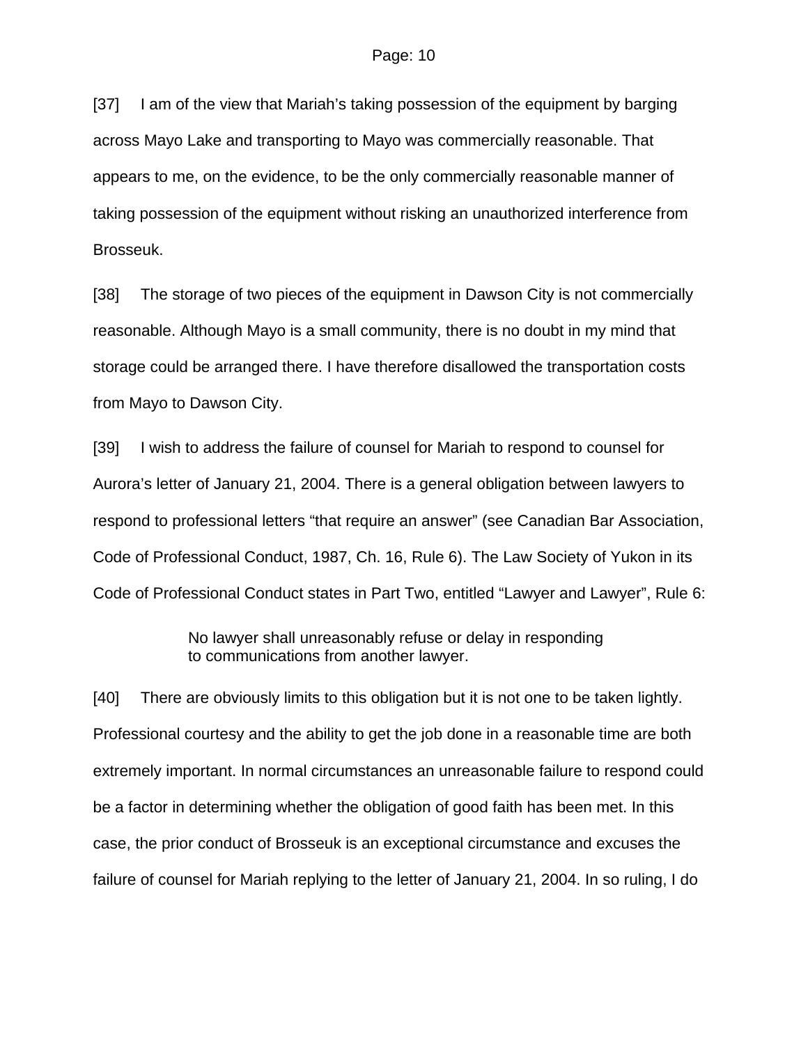[37] I am of the view that Mariah's taking possession of the equipment by barging across Mayo Lake and transporting to Mayo was commercially reasonable. That appears to me, on the evidence, to be the only commercially reasonable manner of taking possession of the equipment without risking an unauthorized interference from Brosseuk.

[38] The storage of two pieces of the equipment in Dawson City is not commercially reasonable. Although Mayo is a small community, there is no doubt in my mind that storage could be arranged there. I have therefore disallowed the transportation costs from Mayo to Dawson City.

[39] I wish to address the failure of counsel for Mariah to respond to counsel for Aurora's letter of January 21, 2004. There is a general obligation between lawyers to respond to professional letters "that require an answer" (see Canadian Bar Association, Code of Professional Conduct, 1987, Ch. 16, Rule 6). The Law Society of Yukon in its Code of Professional Conduct states in Part Two, entitled "Lawyer and Lawyer", Rule 6:

> No lawyer shall unreasonably refuse or delay in responding to communications from another lawyer.

[40] There are obviously limits to this obligation but it is not one to be taken lightly. Professional courtesy and the ability to get the job done in a reasonable time are both extremely important. In normal circumstances an unreasonable failure to respond could be a factor in determining whether the obligation of good faith has been met. In this case, the prior conduct of Brosseuk is an exceptional circumstance and excuses the failure of counsel for Mariah replying to the letter of January 21, 2004. In so ruling, I do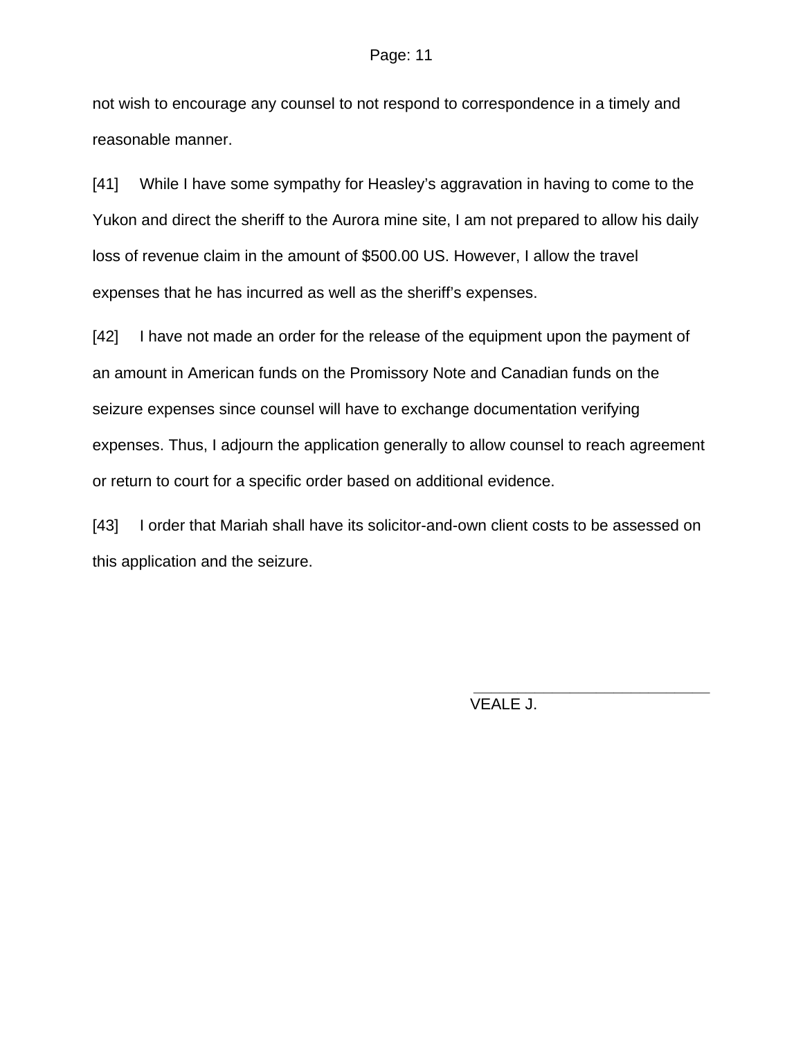not wish to encourage any counsel to not respond to correspondence in a timely and reasonable manner.

[41] While I have some sympathy for Heasley's aggravation in having to come to the Yukon and direct the sheriff to the Aurora mine site, I am not prepared to allow his daily loss of revenue claim in the amount of $500.00 US. However, I allow the travel expenses that he has incurred as well as the sheriff's expenses.

[42] I have not made an order for the release of the equipment upon the payment of an amount in American funds on the Promissory Note and Canadian funds on the seizure expenses since counsel will have to exchange documentation verifying expenses. Thus, I adjourn the application generally to allow counsel to reach agreement or return to court for a specific order based on additional evidence.

[43] I order that Mariah shall have its solicitor-and-own client costs to be assessed on this application and the seizure.

___________________________

VEALE J.